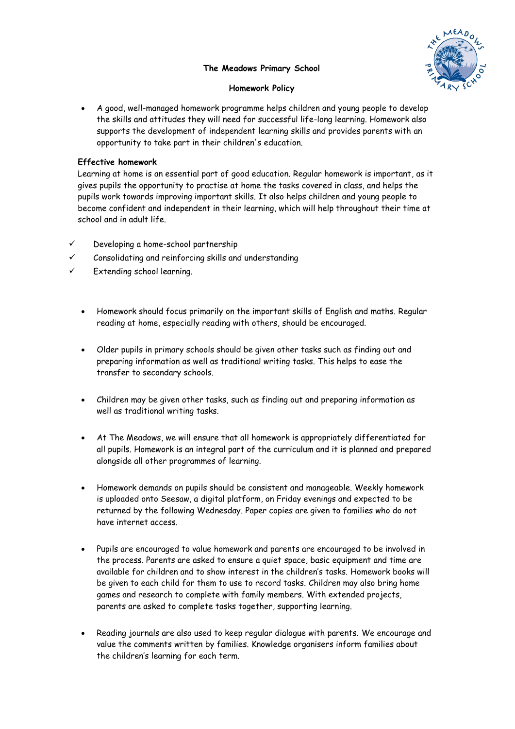**The Meadows Primary School**

**Homework Policy**

- A good, well-managed homework programme helps children and young people to develop the skills and attitudes they will need for successful life-long learning. Homework also supports the development of independent learning skills and provides parents with an opportunity to take part in their children's education.

**Effective homework**

Learning at home is an essential part of good education. Regular homework is important, as it gives pupils the opportunity to practise at home the tasks covered in class, and helps the pupils work towards improving important skills. It also helps children and young people to become confident and independent in their learning, which will help throughout their time at school and in adult life.

- ✓ Developing a home-school partnership
- ✓ Consolidating and reinforcing skills and understanding
- ✓ Extending school learning.

- Homework should focus primarily on the important skills of English and maths. Regular reading at home, especially reading with others, should be encouraged.

- Older pupils in primary schools should be given other tasks such as finding out and preparing information as well as traditional writing tasks. This helps to ease the transfer to secondary schools.

- Children may be given other tasks, such as finding out and preparing information as well as traditional writing tasks.

- At The Meadows, we will ensure that all homework is appropriately differentiated for all pupils. Homework is an integral part of the curriculum and it is planned and prepared alongside all other programmes of learning.

- Homework demands on pupils should be consistent and manageable. Weekly homework is uploaded onto Seesaw, a digital platform, on Friday evenings and expected to be returned by the following Wednesday. Paper copies are given to families who do not have internet access.

- Pupils are encouraged to value homework and parents are encouraged to be involved in the process. Parents are asked to ensure a quiet space, basic equipment and time are available for children and to show interest in the children's tasks. Homework books will be given to each child for them to use to record tasks. Children may also bring home games and research to complete with family members. With extended projects, parents are asked to complete tasks together, supporting learning.

- Reading journals are also used to keep regular dialogue with parents. We encourage and value the comments written by families. Knowledge organisers inform families about the children's learning for each term.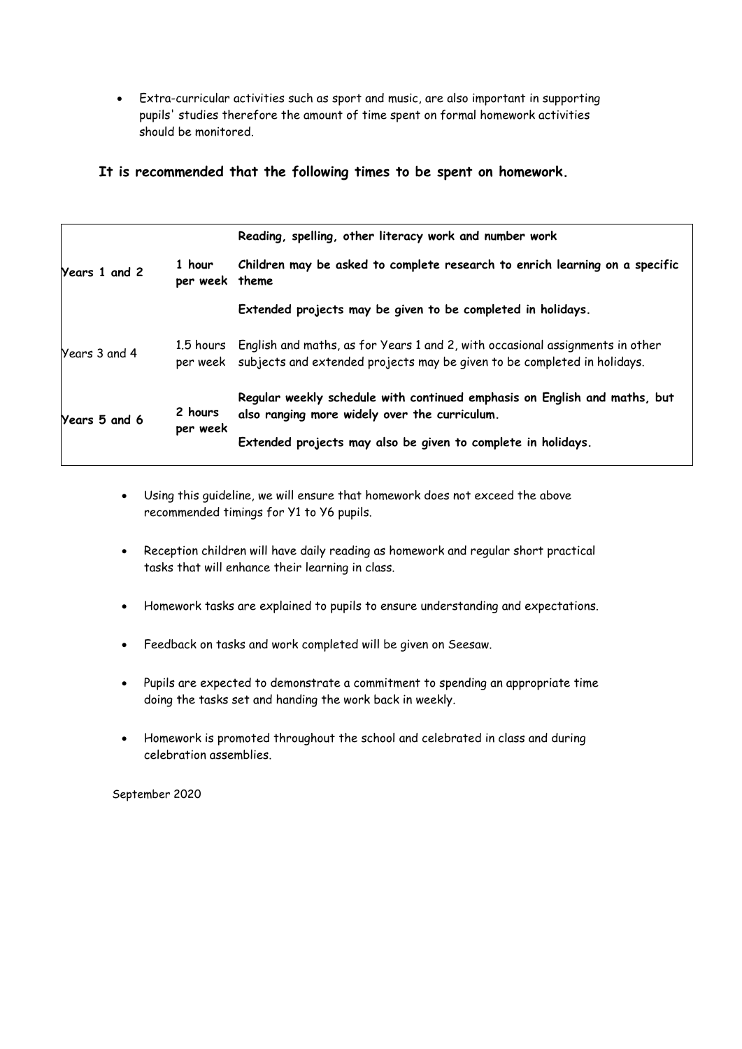- Extra-curricular activities such as sport and music, are also important in supporting pupils' studies therefore the amount of time spent on formal homework activities should be monitored.

**It is recommended that the following times to be spent on homework.**

| | | |
|---|---|---|
| **Years 1 and 2** | **1 hour per week** | **Reading, spelling, other literacy work and number work**<br><br>**Children may be asked to complete research to enrich learning on a specific theme**<br><br>**Extended projects may be given to be completed in holidays.** |
| Years 3 and 4 | 1.5 hours per week | English and maths, as for Years 1 and 2, with occasional assignments in other subjects and extended projects may be given to be completed in holidays. |
| **Years 5 and 6** | **2 hours per week** | **Regular weekly schedule with continued emphasis on English and maths, but also ranging more widely over the curriculum.**<br><br>**Extended projects may also be given to complete in holidays.** |

- Using this guideline, we will ensure that homework does not exceed the above recommended timings for Y1 to Y6 pupils.
- Reception children will have daily reading as homework and regular short practical tasks that will enhance their learning in class.
- Homework tasks are explained to pupils to ensure understanding and expectations.
- Feedback on tasks and work completed will be given on Seesaw.
- Pupils are expected to demonstrate a commitment to spending an appropriate time doing the tasks set and handing the work back in weekly.
- Homework is promoted throughout the school and celebrated in class and during celebration assemblies.

September 2020